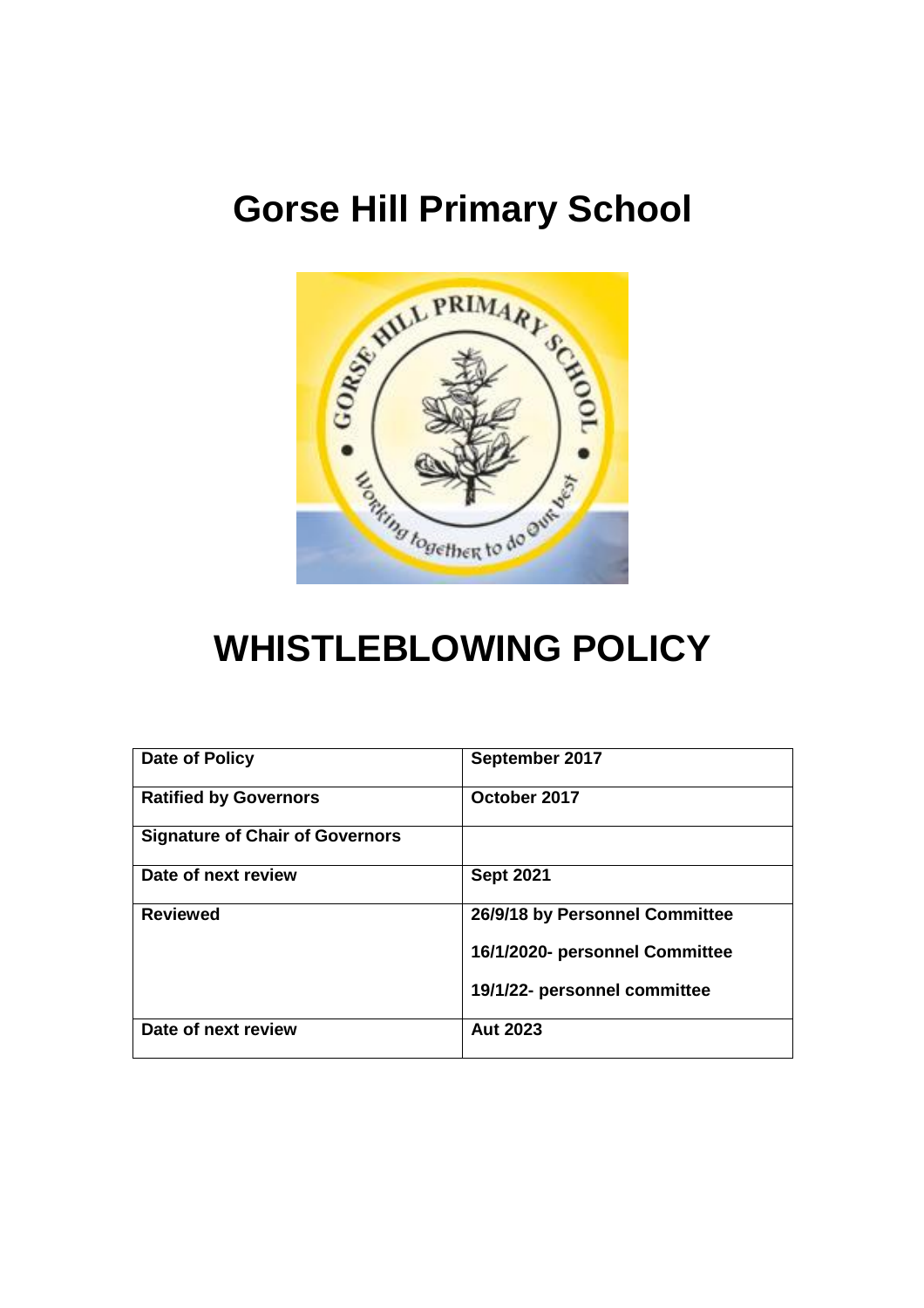# Gorse Hill Primary School

# WHISTLEBLOWING POLICY

| Date of Policy | September 2017 |
| --- | --- |
| Ratified by Governors | October 2017 |
| Signature of Chair of Governors | |
| Date of next review | Sept 2021 |
| Reviewed | 26/9/18 by Personnel Committee<br>16/1/2020- personnel Committee<br>19/1/22- personnel committee |
| Date of next review | Aut 2023 |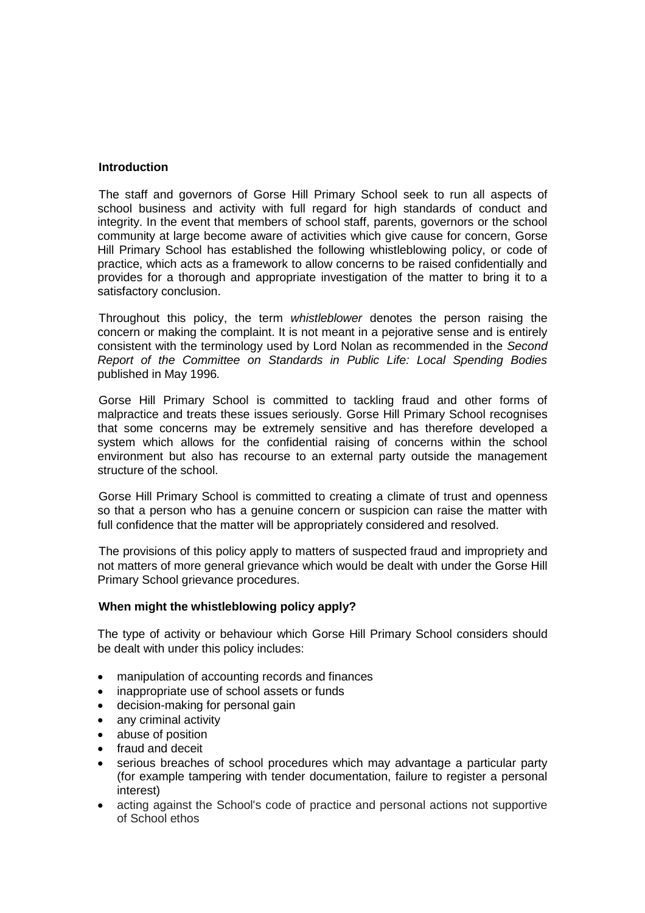## Introduction

The staff and governors of Gorse Hill Primary School seek to run all aspects of school business and activity with full regard for high standards of conduct and integrity. In the event that members of school staff, parents, governors or the school community at large become aware of activities which give cause for concern, Gorse Hill Primary School has established the following whistleblowing policy, or code of practice, which acts as a framework to allow concerns to be raised confidentially and provides for a thorough and appropriate investigation of the matter to bring it to a satisfactory conclusion.

Throughout this policy, the term *whistleblower* denotes the person raising the concern or making the complaint. It is not meant in a pejorative sense and is entirely consistent with the terminology used by Lord Nolan as recommended in the *Second Report of the Committee on Standards in Public Life: Local Spending Bodies* published in May 1996.

Gorse Hill Primary School is committed to tackling fraud and other forms of malpractice and treats these issues seriously. Gorse Hill Primary School recognises that some concerns may be extremely sensitive and has therefore developed a system which allows for the confidential raising of concerns within the school environment but also has recourse to an external party outside the management structure of the school.

Gorse Hill Primary School is committed to creating a climate of trust and openness so that a person who has a genuine concern or suspicion can raise the matter with full confidence that the matter will be appropriately considered and resolved.

The provisions of this policy apply to matters of suspected fraud and impropriety and not matters of more general grievance which would be dealt with under the Gorse Hill Primary School grievance procedures.

## When might the whistleblowing policy apply?

The type of activity or behaviour which Gorse Hill Primary School considers should be dealt with under this policy includes:

- manipulation of accounting records and finances
- inappropriate use of school assets or funds
- decision-making for personal gain
- any criminal activity
- abuse of position
- fraud and deceit
- serious breaches of school procedures which may advantage a particular party (for example tampering with tender documentation, failure to register a personal interest)
- acting against the School's code of practice and personal actions not supportive of School ethos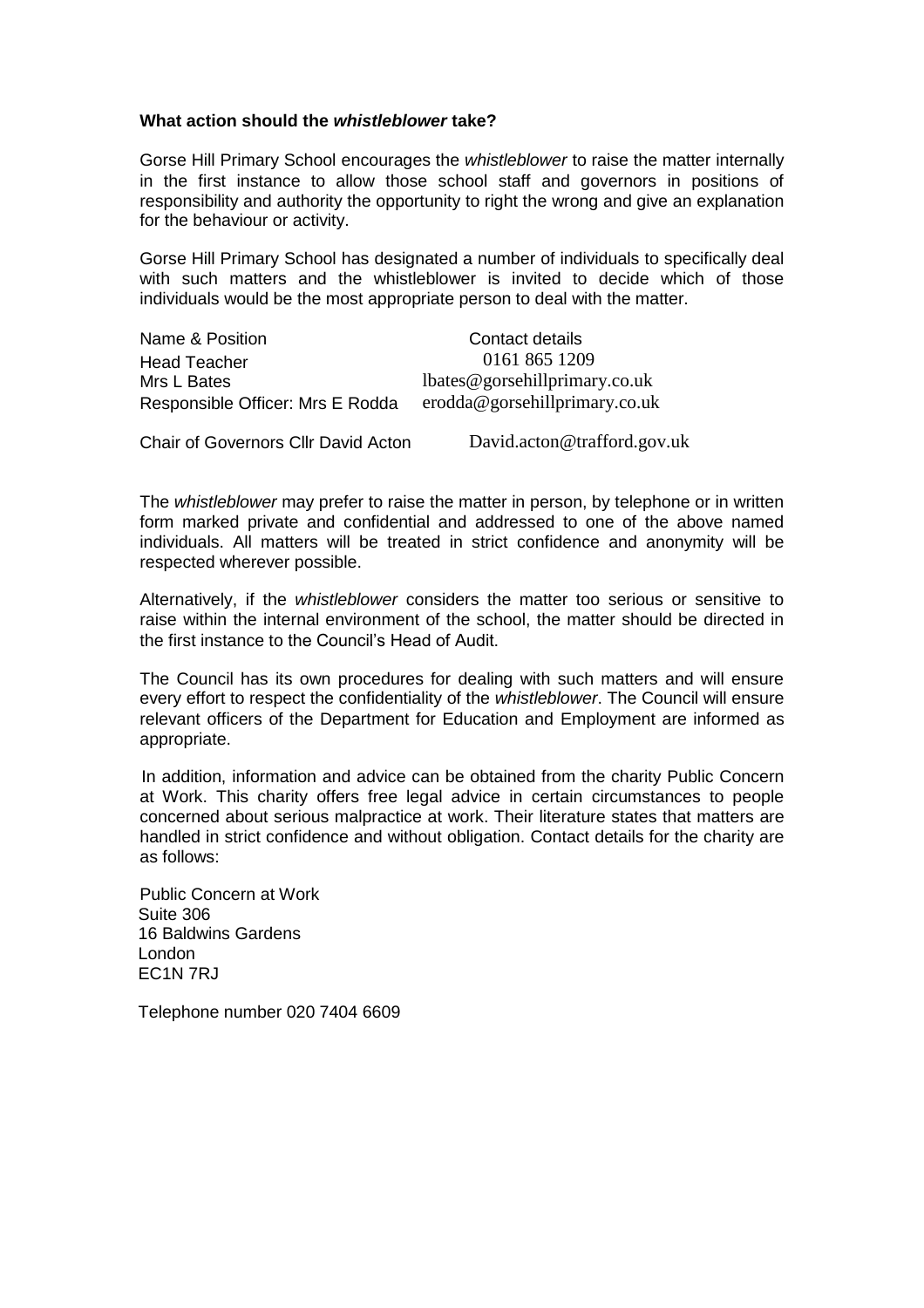**What action should the *whistleblower* take?**

Gorse Hill Primary School encourages the *whistleblower* to raise the matter internally in the first instance to allow those school staff and governors in positions of responsibility and authority the opportunity to right the wrong and give an explanation for the behaviour or activity.

Gorse Hill Primary School has designated a number of individuals to specifically deal with such matters and the whistleblower is invited to decide which of those individuals would be the most appropriate person to deal with the matter.

| Name & Position | Contact details |
| --- | --- |
| Head Teacher | 0161 865 1209 |
| Mrs L Bates | lbates@gorsehillprimary.co.uk |
| Responsible Officer: Mrs E Rodda | erodda@gorsehillprimary.co.uk |
| Chair of Governors Cllr David Acton | David.acton@trafford.gov.uk |

The *whistleblower* may prefer to raise the matter in person, by telephone or in written form marked private and confidential and addressed to one of the above named individuals. All matters will be treated in strict confidence and anonymity will be respected wherever possible.

Alternatively, if the *whistleblower* considers the matter too serious or sensitive to raise within the internal environment of the school, the matter should be directed in the first instance to the Council's Head of Audit.

The Council has its own procedures for dealing with such matters and will ensure every effort to respect the confidentiality of the *whistleblower*. The Council will ensure relevant officers of the Department for Education and Employment are informed as appropriate.

In addition, information and advice can be obtained from the charity Public Concern at Work. This charity offers free legal advice in certain circumstances to people concerned about serious malpractice at work. Their literature states that matters are handled in strict confidence and without obligation. Contact details for the charity are as follows:

Public Concern at Work
Suite 306
16 Baldwins Gardens
London
EC1N 7RJ

Telephone number 020 7404 6609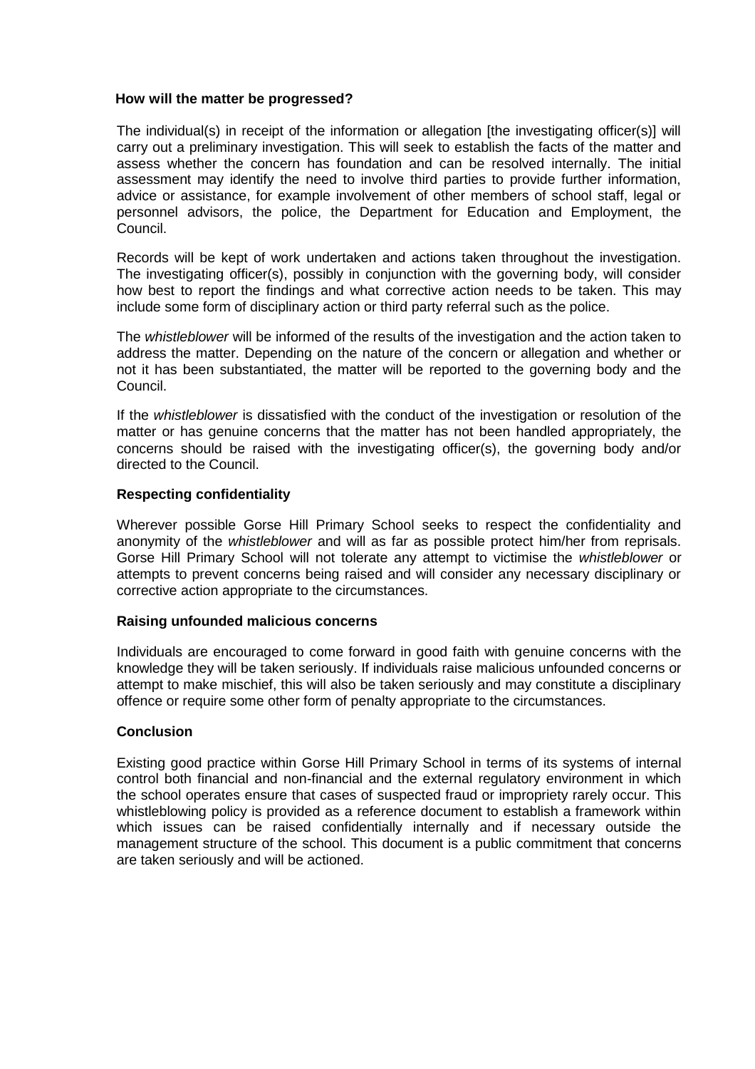### How will the matter be progressed?

The individual(s) in receipt of the information or allegation [the investigating officer(s)] will carry out a preliminary investigation. This will seek to establish the facts of the matter and assess whether the concern has foundation and can be resolved internally. The initial assessment may identify the need to involve third parties to provide further information, advice or assistance, for example involvement of other members of school staff, legal or personnel advisors, the police, the Department for Education and Employment, the Council.

Records will be kept of work undertaken and actions taken throughout the investigation. The investigating officer(s), possibly in conjunction with the governing body, will consider how best to report the findings and what corrective action needs to be taken. This may include some form of disciplinary action or third party referral such as the police.

The *whistleblower* will be informed of the results of the investigation and the action taken to address the matter. Depending on the nature of the concern or allegation and whether or not it has been substantiated, the matter will be reported to the governing body and the Council.

If the *whistleblower* is dissatisfied with the conduct of the investigation or resolution of the matter or has genuine concerns that the matter has not been handled appropriately, the concerns should be raised with the investigating officer(s), the governing body and/or directed to the Council.

### Respecting confidentiality

Wherever possible Gorse Hill Primary School seeks to respect the confidentiality and anonymity of the *whistleblower* and will as far as possible protect him/her from reprisals. Gorse Hill Primary School will not tolerate any attempt to victimise the *whistleblower* or attempts to prevent concerns being raised and will consider any necessary disciplinary or corrective action appropriate to the circumstances.

### Raising unfounded malicious concerns

Individuals are encouraged to come forward in good faith with genuine concerns with the knowledge they will be taken seriously. If individuals raise malicious unfounded concerns or attempt to make mischief, this will also be taken seriously and may constitute a disciplinary offence or require some other form of penalty appropriate to the circumstances.

### Conclusion

Existing good practice within Gorse Hill Primary School in terms of its systems of internal control both financial and non-financial and the external regulatory environment in which the school operates ensure that cases of suspected fraud or impropriety rarely occur. This whistleblowing policy is provided as a reference document to establish a framework within which issues can be raised confidentially internally and if necessary outside the management structure of the school. This document is a public commitment that concerns are taken seriously and will be actioned.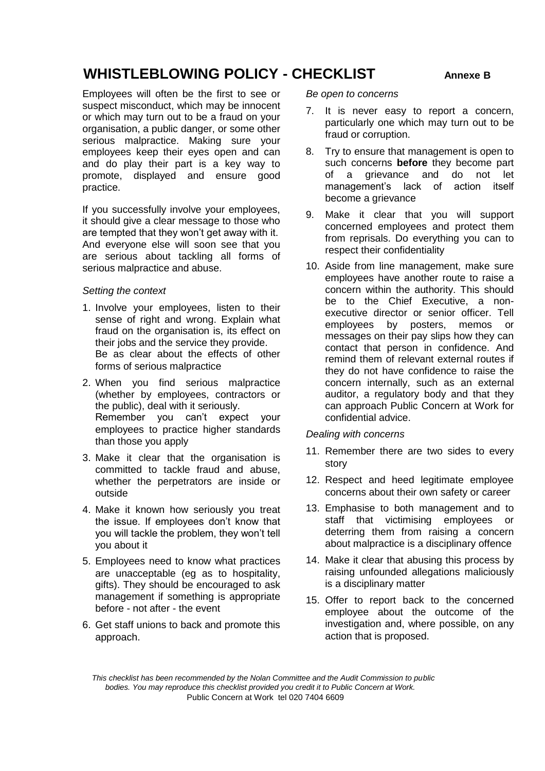# WHISTLEBLOWING POLICY - CHECKLIST

**Annexe B**

Employees will often be the first to see or suspect misconduct, which may be innocent or which may turn out to be a fraud on your organisation, a public danger, or some other serious malpractice. Making sure your employees keep their eyes open and can and do play their part is a key way to promote, displayed and ensure good practice.

If you successfully involve your employees, it should give a clear message to those who are tempted that they won't get away with it. And everyone else will soon see that you are serious about tackling all forms of serious malpractice and abuse.

*Setting the context*

1. Involve your employees, listen to their sense of right and wrong. Explain what fraud on the organisation is, its effect on their jobs and the service they provide. Be as clear about the effects of other forms of serious malpractice
2. When you find serious malpractice (whether by employees, contractors or the public), deal with it seriously. Remember you can't expect your employees to practice higher standards than those you apply
3. Make it clear that the organisation is committed to tackle fraud and abuse, whether the perpetrators are inside or outside
4. Make it known how seriously you treat the issue. If employees don't know that you will tackle the problem, they won't tell you about it
5. Employees need to know what practices are unacceptable (eg as to hospitality, gifts). They should be encouraged to ask management if something is appropriate before - not after - the event
6. Get staff unions to back and promote this approach.

*Be open to concerns*

7. It is never easy to report a concern, particularly one which may turn out to be fraud or corruption.
8. Try to ensure that management is open to such concerns **before** they become part of a grievance and do not let management's lack of action itself become a grievance
9. Make it clear that you will support concerned employees and protect them from reprisals. Do everything you can to respect their confidentiality
10. Aside from line management, make sure employees have another route to raise a concern within the authority. This should be to the Chief Executive, a non-executive director or senior officer. Tell employees by posters, memos or messages on their pay slips how they can contact that person in confidence. And remind them of relevant external routes if they do not have confidence to raise the concern internally, such as an external auditor, a regulatory body and that they can approach Public Concern at Work for confidential advice.

*Dealing with concerns*

11. Remember there are two sides to every story
12. Respect and heed legitimate employee concerns about their own safety or career
13. Emphasise to both management and to staff that victimising employees or deterring them from raising a concern about malpractice is a disciplinary offence
14. Make it clear that abusing this process by raising unfounded allegations maliciously is a disciplinary matter
15. Offer to report back to the concerned employee about the outcome of the investigation and, where possible, on any action that is proposed.

*This checklist has been recommended by the Nolan Committee and the Audit Commission to public bodies. You may reproduce this checklist provided you credit it to Public Concern at Work.*

Public Concern at Work tel 020 7404 6609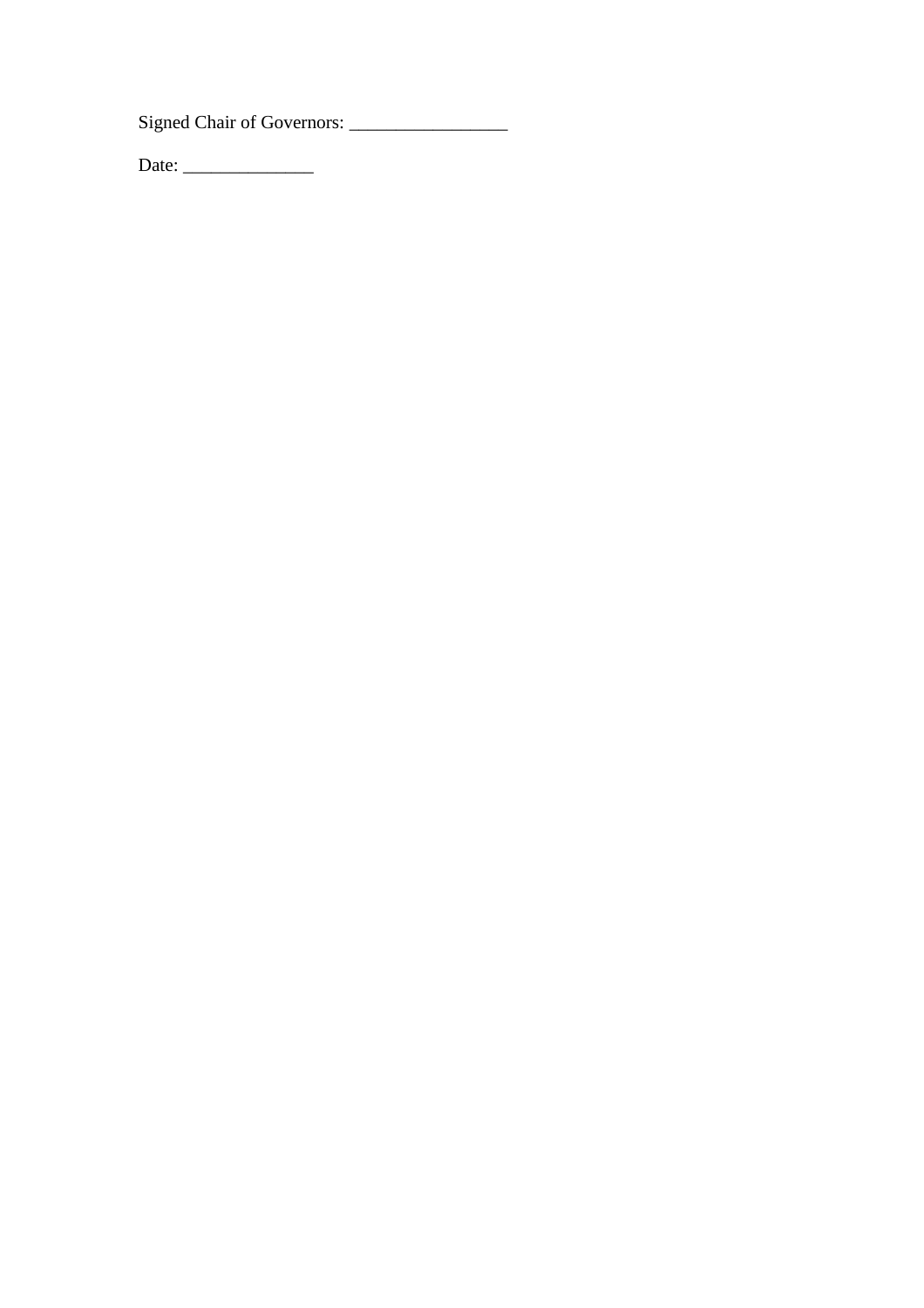Signed Chair of Governors: _________________

Date: ______________